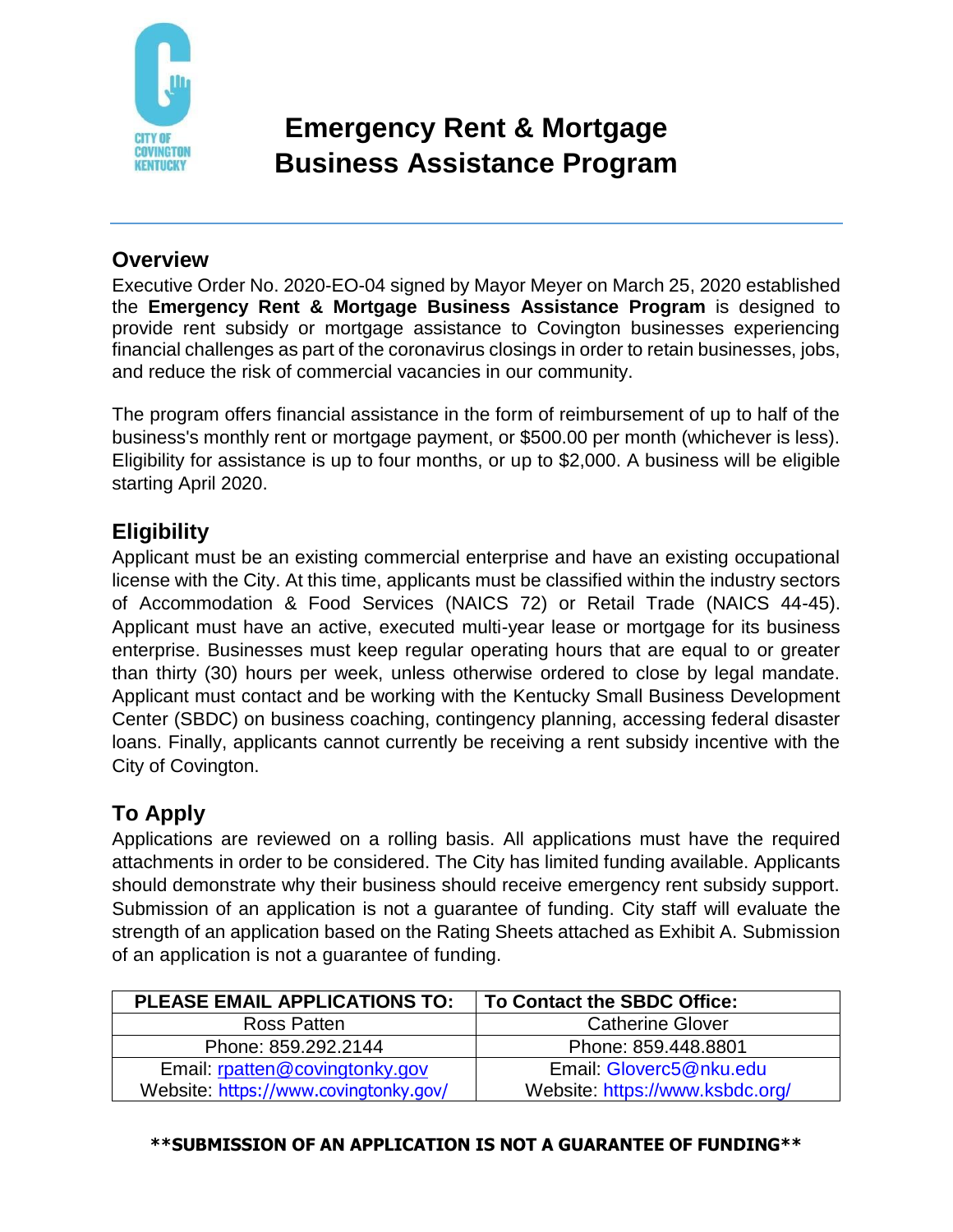# Emergency Rent & Mortgage Business Assistance Program

## Overview

Executive Order No. 2020-EO-04 signed by Mayor Meyer on March 25, 2020 established the **Emergency Rent & Mortgage Business Assistance Program** is designed to provide rent subsidy or mortgage assistance to Covington businesses experiencing financial challenges as part of the coronavirus closings in order to retain businesses, jobs, and reduce the risk of commercial vacancies in our community.

The program offers financial assistance in the form of reimbursement of up to half of the business's monthly rent or mortgage payment, or $500.00 per month (whichever is less). Eligibility for assistance is up to four months, or up to $2,000. A business will be eligible starting April 2020.

## Eligibility

Applicant must be an existing commercial enterprise and have an existing occupational license with the City. At this time, applicants must be classified within the industry sectors of Accommodation & Food Services (NAICS 72) or Retail Trade (NAICS 44-45). Applicant must have an active, executed multi-year lease or mortgage for its business enterprise. Businesses must keep regular operating hours that are equal to or greater than thirty (30) hours per week, unless otherwise ordered to close by legal mandate. Applicant must contact and be working with the Kentucky Small Business Development Center (SBDC) on business coaching, contingency planning, accessing federal disaster loans. Finally, applicants cannot currently be receiving a rent subsidy incentive with the City of Covington.

## To Apply

Applications are reviewed on a rolling basis. All applications must have the required attachments in order to be considered. The City has limited funding available. Applicants should demonstrate why their business should receive emergency rent subsidy support. Submission of an application is not a guarantee of funding. City staff will evaluate the strength of an application based on the Rating Sheets attached as Exhibit A. Submission of an application is not a guarantee of funding.

| PLEASE EMAIL APPLICATIONS TO: | To Contact the SBDC Office: |
| --- | --- |
| Ross Patten | Catherine Glover |
| Phone: 859.292.2144 | Phone: 859.448.8801 |
| Email: rpatten@covingtonky.gov<br>Website: https://www.covingtonky.gov/ | Email: Gloverc5@nku.edu<br>Website: https://www.ksbdc.org/ |

**\*\*SUBMISSION OF AN APPLICATION IS NOT A GUARANTEE OF FUNDING\*\***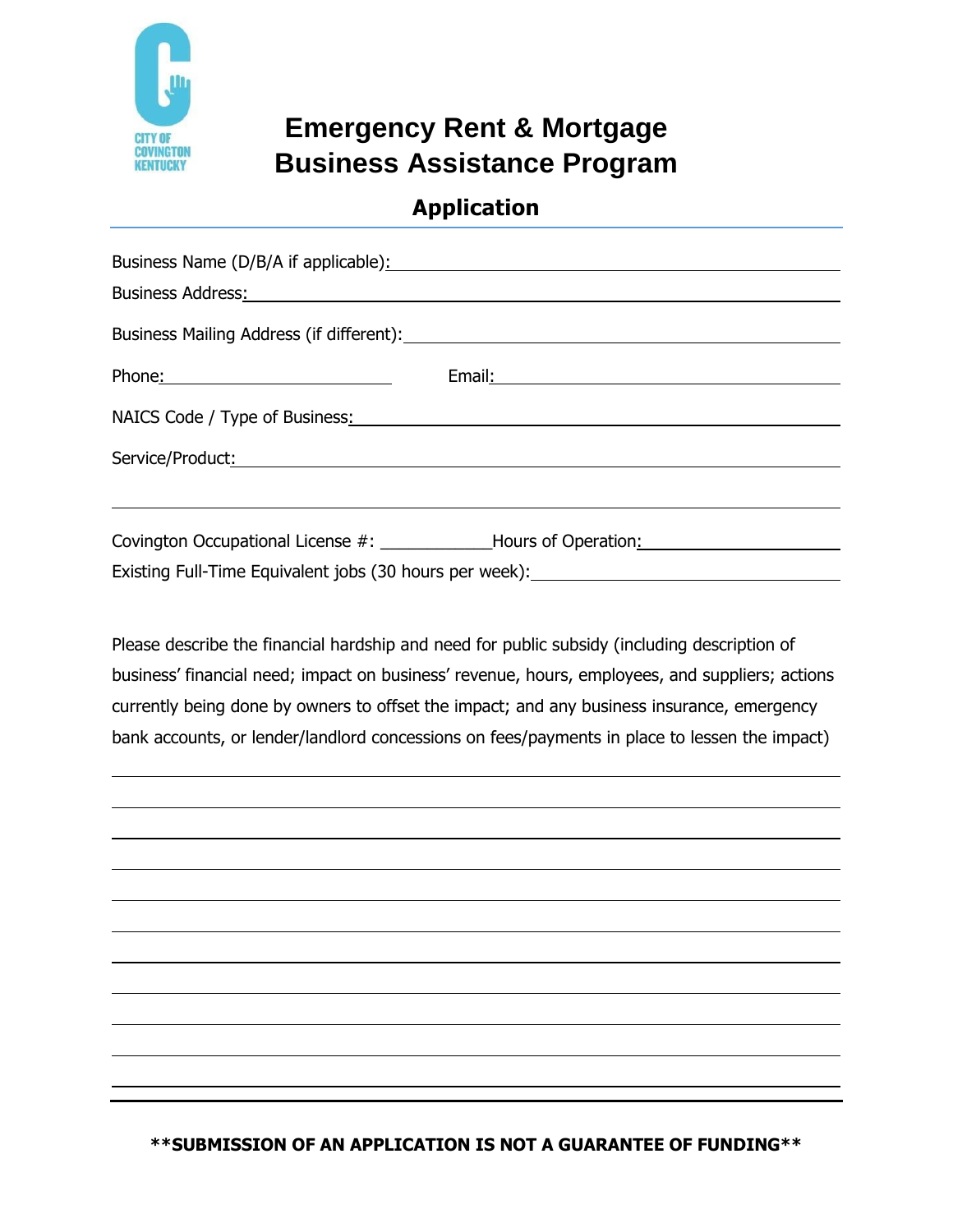# Emergency Rent & Mortgage Business Assistance Program

## Application

Business Name (D/B/A if applicable): \_\_\_\_\_\_\_\_\_\_\_\_\_\_\_\_\_\_\_\_\_\_\_\_\_\_\_\_\_\_\_\_\_\_\_\_\_\_\_\_

Business Address: \_\_\_\_\_\_\_\_\_\_\_\_\_\_\_\_\_\_\_\_\_\_\_\_\_\_\_\_\_\_\_\_\_\_\_\_\_\_\_\_\_\_\_\_\_\_\_\_

Business Mailing Address (if different): \_\_\_\_\_\_\_\_\_\_\_\_\_\_\_\_\_\_\_\_\_\_\_\_\_\_\_\_\_\_\_\_\_\_\_\_\_\_

Phone: \_\_\_\_\_\_\_\_\_\_\_\_\_\_\_\_\_\_\_\_\_\_\_\_ Email: \_\_\_\_\_\_\_\_\_\_\_\_\_\_\_\_\_\_\_\_\_\_\_\_\_\_\_\_\_\_\_\_\_\_\_

NAICS Code / Type of Business: \_\_\_\_\_\_\_\_\_\_\_\_\_\_\_\_\_\_\_\_\_\_\_\_\_\_\_\_\_\_\_\_\_\_\_\_\_\_\_\_\_\_\_

Service/Product: \_\_\_\_\_\_\_\_\_\_\_\_\_\_\_\_\_\_\_\_\_\_\_\_\_\_\_\_\_\_\_\_\_\_\_\_\_\_\_\_\_\_\_\_\_\_\_\_\_\_\_\_\_

\_\_\_\_\_\_\_\_\_\_\_\_\_\_\_\_\_\_\_\_\_\_\_\_\_\_\_\_\_\_\_\_\_\_\_\_\_\_\_\_\_\_\_\_\_\_\_\_\_\_\_\_\_\_\_\_\_\_\_\_\_\_\_\_\_\_\_\_\_

Covington Occupational License #: \_\_\_\_\_\_\_\_\_\_\_\_ Hours of Operation: \_\_\_\_\_\_\_\_\_\_\_\_\_\_\_\_\_\_\_\_\_\_

Existing Full-Time Equivalent jobs (30 hours per week): \_\_\_\_\_\_\_\_\_\_\_\_\_\_\_\_\_\_\_\_\_\_\_\_\_\_\_\_\_\_\_\_\_

Please describe the financial hardship and need for public subsidy (including description of business' financial need; impact on business' revenue, hours, employees, and suppliers; actions currently being done by owners to offset the impact; and any business insurance, emergency bank accounts, or lender/landlord concessions on fees/payments in place to lessen the impact)

\_\_\_\_\_\_\_\_\_\_\_\_\_\_\_\_\_\_\_\_\_\_\_\_\_\_\_\_\_\_\_\_\_\_\_\_\_\_\_\_\_\_\_\_\_\_\_\_\_\_\_\_\_\_\_\_\_\_\_\_\_\_\_\_\_\_\_\_\_

\_\_\_\_\_\_\_\_\_\_\_\_\_\_\_\_\_\_\_\_\_\_\_\_\_\_\_\_\_\_\_\_\_\_\_\_\_\_\_\_\_\_\_\_\_\_\_\_\_\_\_\_\_\_\_\_\_\_\_\_\_\_\_\_\_\_\_\_\_

\_\_\_\_\_\_\_\_\_\_\_\_\_\_\_\_\_\_\_\_\_\_\_\_\_\_\_\_\_\_\_\_\_\_\_\_\_\_\_\_\_\_\_\_\_\_\_\_\_\_\_\_\_\_\_\_\_\_\_\_\_\_\_\_\_\_\_\_\_

\_\_\_\_\_\_\_\_\_\_\_\_\_\_\_\_\_\_\_\_\_\_\_\_\_\_\_\_\_\_\_\_\_\_\_\_\_\_\_\_\_\_\_\_\_\_\_\_\_\_\_\_\_\_\_\_\_\_\_\_\_\_\_\_\_\_\_\_\_

\_\_\_\_\_\_\_\_\_\_\_\_\_\_\_\_\_\_\_\_\_\_\_\_\_\_\_\_\_\_\_\_\_\_\_\_\_\_\_\_\_\_\_\_\_\_\_\_\_\_\_\_\_\_\_\_\_\_\_\_\_\_\_\_\_\_\_\_\_

\_\_\_\_\_\_\_\_\_\_\_\_\_\_\_\_\_\_\_\_\_\_\_\_\_\_\_\_\_\_\_\_\_\_\_\_\_\_\_\_\_\_\_\_\_\_\_\_\_\_\_\_\_\_\_\_\_\_\_\_\_\_\_\_\_\_\_\_\_

\_\_\_\_\_\_\_\_\_\_\_\_\_\_\_\_\_\_\_\_\_\_\_\_\_\_\_\_\_\_\_\_\_\_\_\_\_\_\_\_\_\_\_\_\_\_\_\_\_\_\_\_\_\_\_\_\_\_\_\_\_\_\_\_\_\_\_\_\_

\_\_\_\_\_\_\_\_\_\_\_\_\_\_\_\_\_\_\_\_\_\_\_\_\_\_\_\_\_\_\_\_\_\_\_\_\_\_\_\_\_\_\_\_\_\_\_\_\_\_\_\_\_\_\_\_\_\_\_\_\_\_\_\_\_\_\_\_\_

\_\_\_\_\_\_\_\_\_\_\_\_\_\_\_\_\_\_\_\_\_\_\_\_\_\_\_\_\_\_\_\_\_\_\_\_\_\_\_\_\_\_\_\_\_\_\_\_\_\_\_\_\_\_\_\_\_\_\_\_\_\_\_\_\_\_\_\_\_

\_\_\_\_\_\_\_\_\_\_\_\_\_\_\_\_\_\_\_\_\_\_\_\_\_\_\_\_\_\_\_\_\_\_\_\_\_\_\_\_\_\_\_\_\_\_\_\_\_\_\_\_\_\_\_\_\_\_\_\_\_\_\_\_\_\_\_\_\_

\_\_\_\_\_\_\_\_\_\_\_\_\_\_\_\_\_\_\_\_\_\_\_\_\_\_\_\_\_\_\_\_\_\_\_\_\_\_\_\_\_\_\_\_\_\_\_\_\_\_\_\_\_\_\_\_\_\_\_\_\_\_\_\_\_\_\_\_\_

**\*\*SUBMISSION OF AN APPLICATION IS NOT A GUARANTEE OF FUNDING\*\***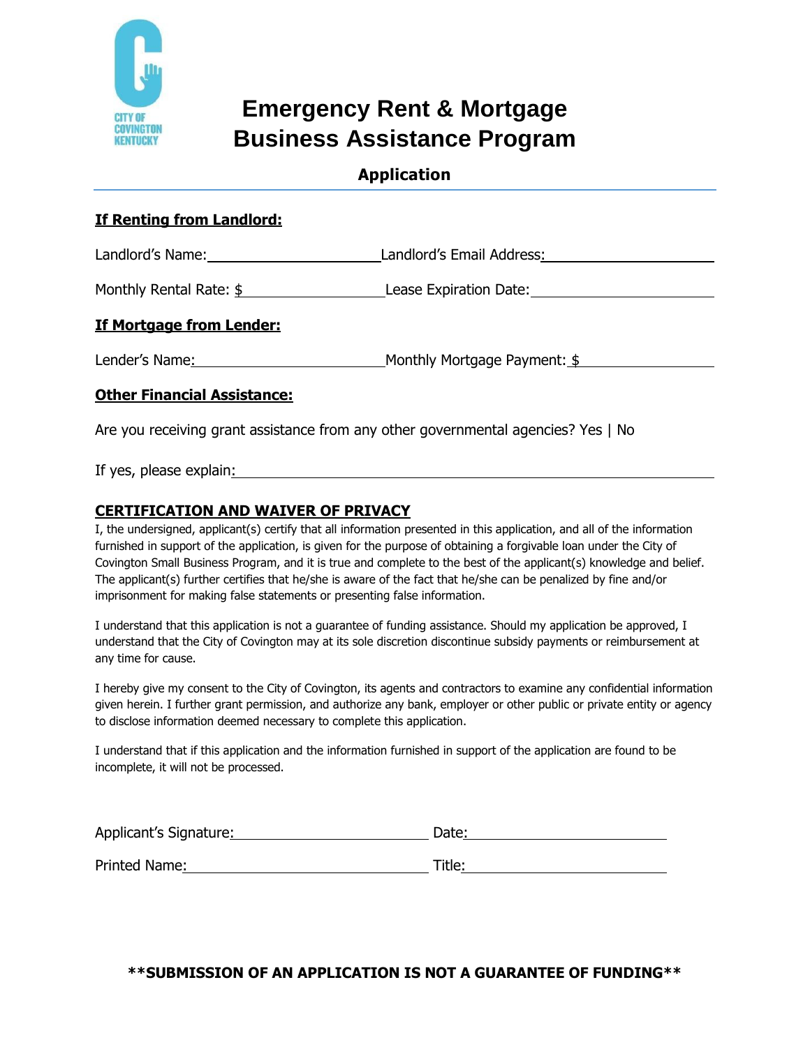# Emergency Rent & Mortgage Business Assistance Program

## Application

**If Renting from Landlord:**

Landlord's Name: ______________________ Landlord's Email Address: ______________________

Monthly Rental Rate: $ ______________________ Lease Expiration Date: ______________________

**If Mortgage from Lender:**

Lender's Name: ______________________ Monthly Mortgage Payment: $ ______________________

**Other Financial Assistance:**

Are you receiving grant assistance from any other governmental agencies? Yes | No

If yes, please explain: ____________________________________________

**CERTIFICATION AND WAIVER OF PRIVACY**

I, the undersigned, applicant(s) certify that all information presented in this application, and all of the information furnished in support of the application, is given for the purpose of obtaining a forgivable loan under the City of Covington Small Business Program, and it is true and complete to the best of the applicant(s) knowledge and belief. The applicant(s) further certifies that he/she is aware of the fact that he/she can be penalized by fine and/or imprisonment for making false statements or presenting false information.

I understand that this application is not a guarantee of funding assistance. Should my application be approved, I understand that the City of Covington may at its sole discretion discontinue subsidy payments or reimbursement at any time for cause.

I hereby give my consent to the City of Covington, its agents and contractors to examine any confidential information given herein. I further grant permission, and authorize any bank, employer or other public or private entity or agency to disclose information deemed necessary to complete this application.

I understand that if this application and the information furnished in support of the application are found to be incomplete, it will not be processed.

Applicant's Signature: ______________________ Date: ______________________

Printed Name: ______________________ Title: ______________________

****SUBMISSION OF AN APPLICATION IS NOT A GUARANTEE OF FUNDING****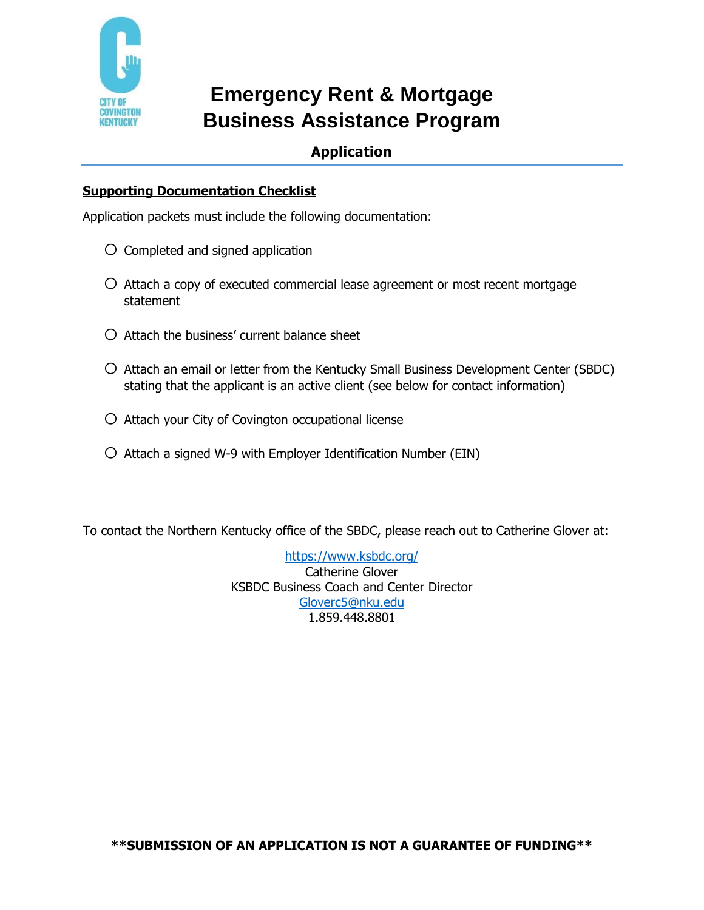# Emergency Rent & Mortgage Business Assistance Program

## Application

**Supporting Documentation Checklist**

Application packets must include the following documentation:

- ○ Completed and signed application
- ○ Attach a copy of executed commercial lease agreement or most recent mortgage statement
- ○ Attach the business' current balance sheet
- ○ Attach an email or letter from the Kentucky Small Business Development Center (SBDC) stating that the applicant is an active client (see below for contact information)
- ○ Attach your City of Covington occupational license
- ○ Attach a signed W-9 with Employer Identification Number (EIN)

To contact the Northern Kentucky office of the SBDC, please reach out to Catherine Glover at:

https://www.ksbdc.org/
Catherine Glover
KSBDC Business Coach and Center Director
Gloverc5@nku.edu
1.859.448.8801

**\*\*SUBMISSION OF AN APPLICATION IS NOT A GUARANTEE OF FUNDING\*\***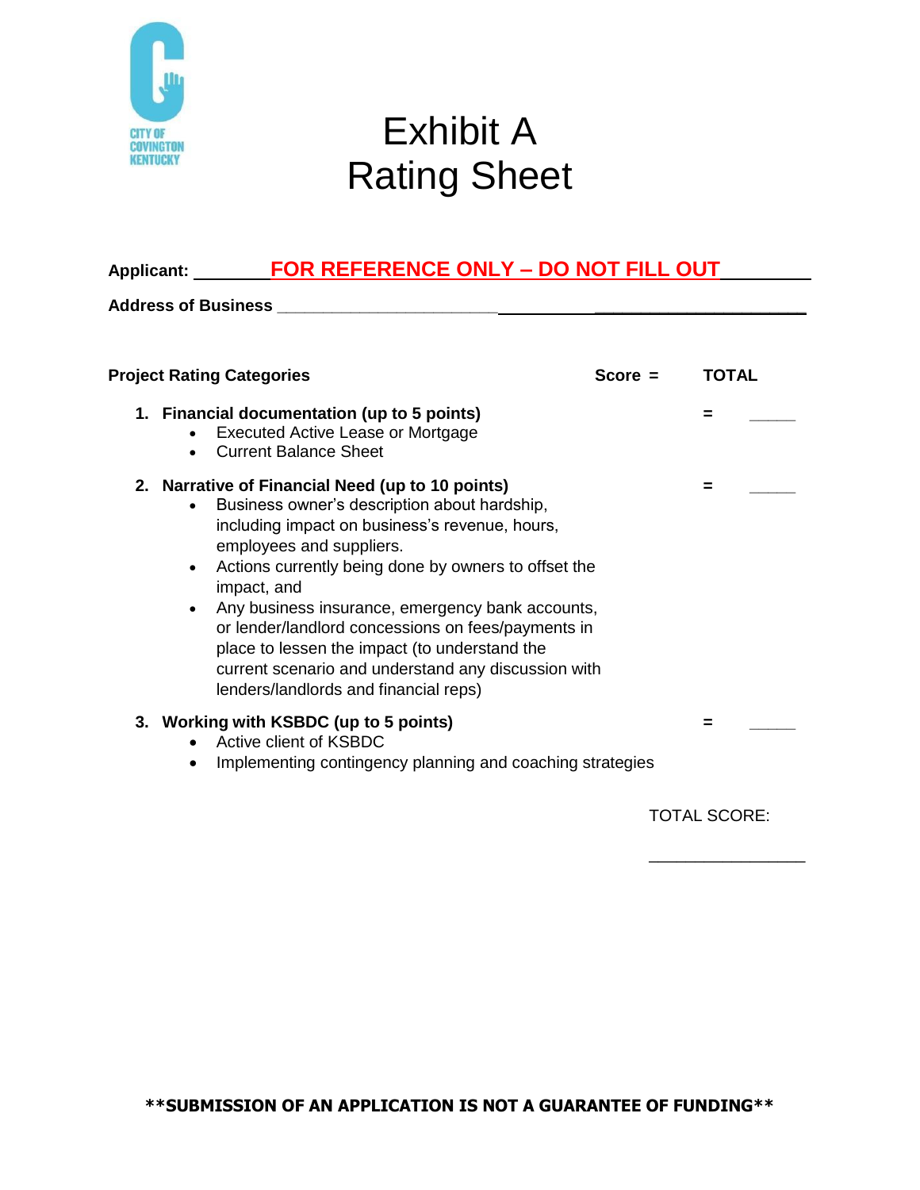# Exhibit A
# Rating Sheet

**Applicant:** ________**FOR REFERENCE ONLY – DO NOT FILL OUT**_________

**Address of Business** ______________________________________________

**Project Rating Categories** **Score =** **TOTAL**

1. **Financial documentation (up to 5 points)** = _____
   - Executed Active Lease or Mortgage
   - Current Balance Sheet

2. **Narrative of Financial Need (up to 10 points)** = _____
   - Business owner's description about hardship, including impact on business's revenue, hours, employees and suppliers.
   - Actions currently being done by owners to offset the impact, and
   - Any business insurance, emergency bank accounts, or lender/landlord concessions on fees/payments in place to lessen the impact (to understand the current scenario and understand any discussion with lenders/landlords and financial reps)

3. **Working with KSBDC (up to 5 points)** = _____
   - Active client of KSBDC
   - Implementing contingency planning and coaching strategies

TOTAL SCORE:

__________________

**\*\*SUBMISSION OF AN APPLICATION IS NOT A GUARANTEE OF FUNDING\*\***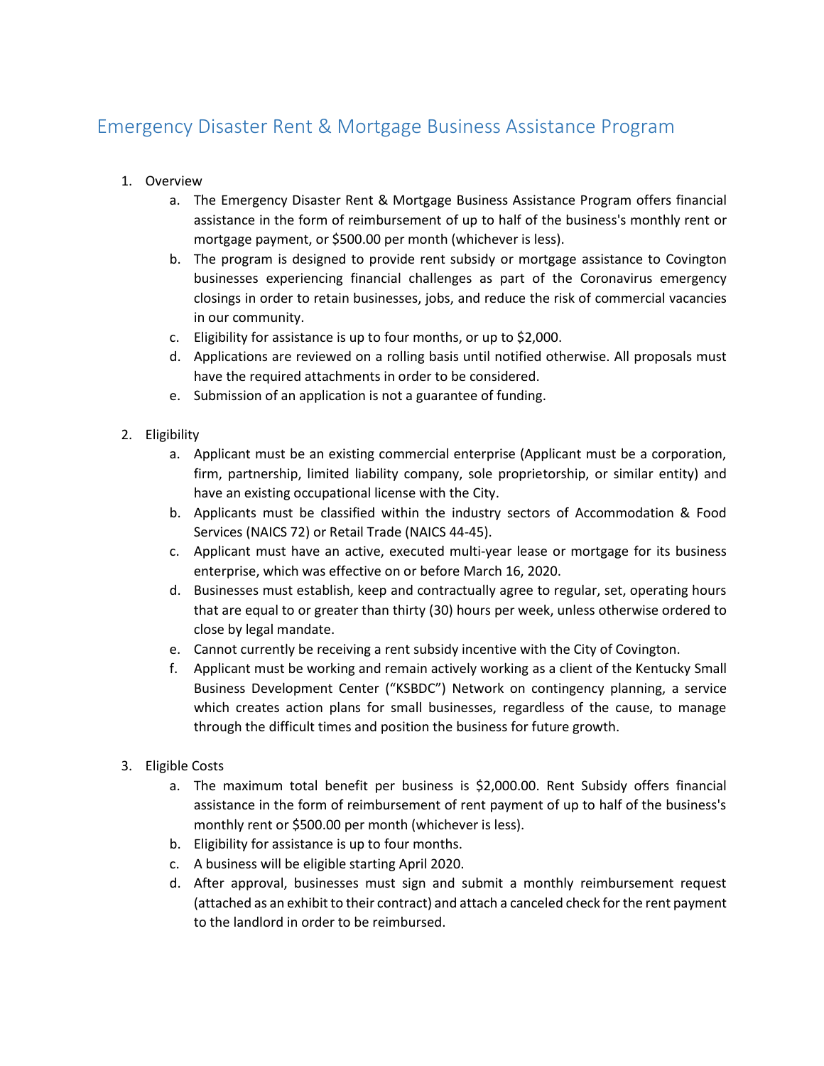# Emergency Disaster Rent & Mortgage Business Assistance Program

1. Overview
   a. The Emergency Disaster Rent & Mortgage Business Assistance Program offers financial assistance in the form of reimbursement of up to half of the business's monthly rent or mortgage payment, or $500.00 per month (whichever is less).
   b. The program is designed to provide rent subsidy or mortgage assistance to Covington businesses experiencing financial challenges as part of the Coronavirus emergency closings in order to retain businesses, jobs, and reduce the risk of commercial vacancies in our community.
   c. Eligibility for assistance is up to four months, or up to $2,000.
   d. Applications are reviewed on a rolling basis until notified otherwise. All proposals must have the required attachments in order to be considered.
   e. Submission of an application is not a guarantee of funding.

2. Eligibility
   a. Applicant must be an existing commercial enterprise (Applicant must be a corporation, firm, partnership, limited liability company, sole proprietorship, or similar entity) and have an existing occupational license with the City.
   b. Applicants must be classified within the industry sectors of Accommodation & Food Services (NAICS 72) or Retail Trade (NAICS 44-45).
   c. Applicant must have an active, executed multi-year lease or mortgage for its business enterprise, which was effective on or before March 16, 2020.
   d. Businesses must establish, keep and contractually agree to regular, set, operating hours that are equal to or greater than thirty (30) hours per week, unless otherwise ordered to close by legal mandate.
   e. Cannot currently be receiving a rent subsidy incentive with the City of Covington.
   f. Applicant must be working and remain actively working as a client of the Kentucky Small Business Development Center ("KSBDC") Network on contingency planning, a service which creates action plans for small businesses, regardless of the cause, to manage through the difficult times and position the business for future growth.

3. Eligible Costs
   a. The maximum total benefit per business is $2,000.00. Rent Subsidy offers financial assistance in the form of reimbursement of rent payment of up to half of the business's monthly rent or $500.00 per month (whichever is less).
   b. Eligibility for assistance is up to four months.
   c. A business will be eligible starting April 2020.
   d. After approval, businesses must sign and submit a monthly reimbursement request (attached as an exhibit to their contract) and attach a canceled check for the rent payment to the landlord in order to be reimbursed.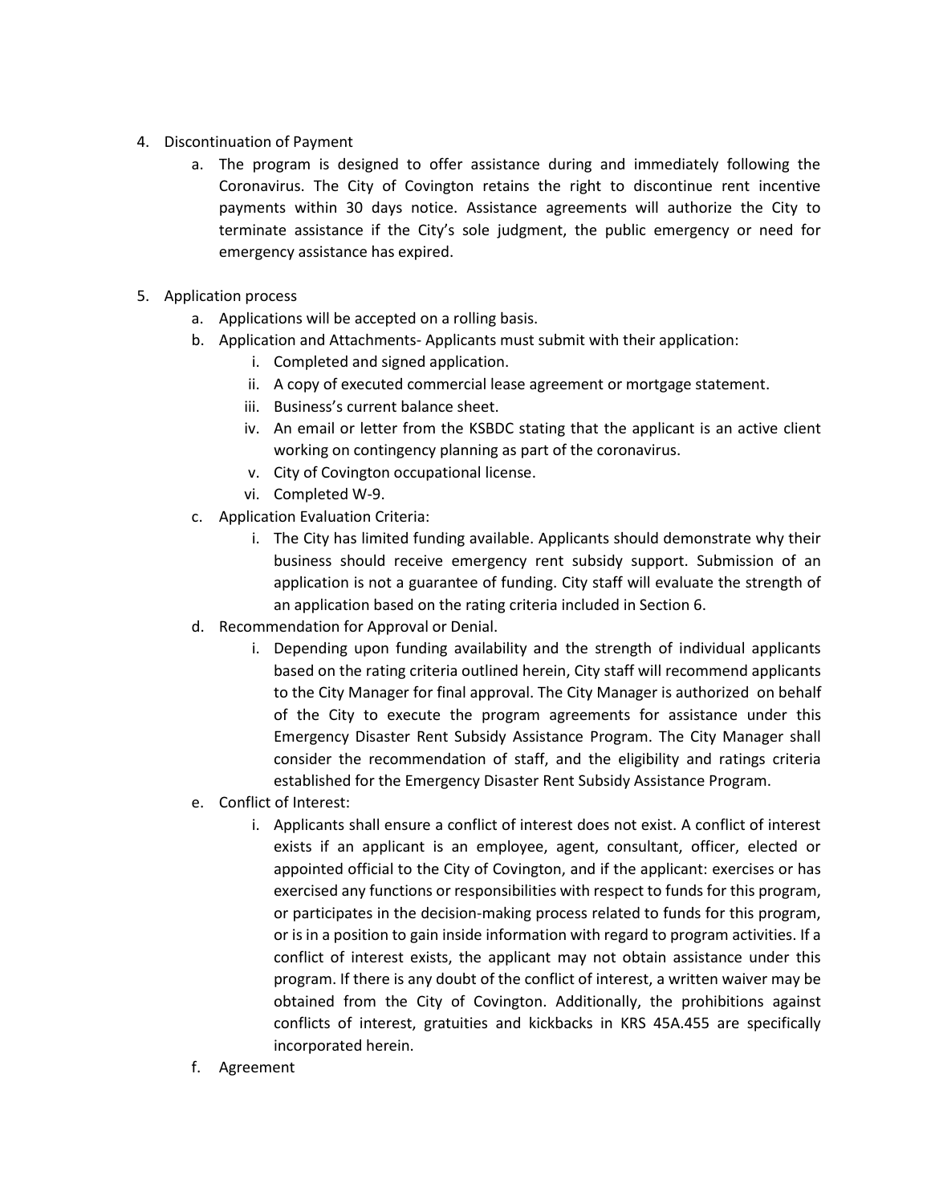4. Discontinuation of Payment
    a. The program is designed to offer assistance during and immediately following the Coronavirus. The City of Covington retains the right to discontinue rent incentive payments within 30 days notice. Assistance agreements will authorize the City to terminate assistance if the City's sole judgment, the public emergency or need for emergency assistance has expired.

5. Application process
    a. Applications will be accepted on a rolling basis.
    b. Application and Attachments- Applicants must submit with their application:
        i. Completed and signed application.
        ii. A copy of executed commercial lease agreement or mortgage statement.
        iii. Business's current balance sheet.
        iv. An email or letter from the KSBDC stating that the applicant is an active client working on contingency planning as part of the coronavirus.
        v. City of Covington occupational license.
        vi. Completed W-9.
    c. Application Evaluation Criteria:
        i. The City has limited funding available. Applicants should demonstrate why their business should receive emergency rent subsidy support. Submission of an application is not a guarantee of funding. City staff will evaluate the strength of an application based on the rating criteria included in Section 6.
    d. Recommendation for Approval or Denial.
        i. Depending upon funding availability and the strength of individual applicants based on the rating criteria outlined herein, City staff will recommend applicants to the City Manager for final approval. The City Manager is authorized on behalf of the City to execute the program agreements for assistance under this Emergency Disaster Rent Subsidy Assistance Program. The City Manager shall consider the recommendation of staff, and the eligibility and ratings criteria established for the Emergency Disaster Rent Subsidy Assistance Program.
    e. Conflict of Interest:
        i. Applicants shall ensure a conflict of interest does not exist. A conflict of interest exists if an applicant is an employee, agent, consultant, officer, elected or appointed official to the City of Covington, and if the applicant: exercises or has exercised any functions or responsibilities with respect to funds for this program, or participates in the decision-making process related to funds for this program, or is in a position to gain inside information with regard to program activities. If a conflict of interest exists, the applicant may not obtain assistance under this program. If there is any doubt of the conflict of interest, a written waiver may be obtained from the City of Covington. Additionally, the prohibitions against conflicts of interest, gratuities and kickbacks in KRS 45A.455 are specifically incorporated herein.
    f. Agreement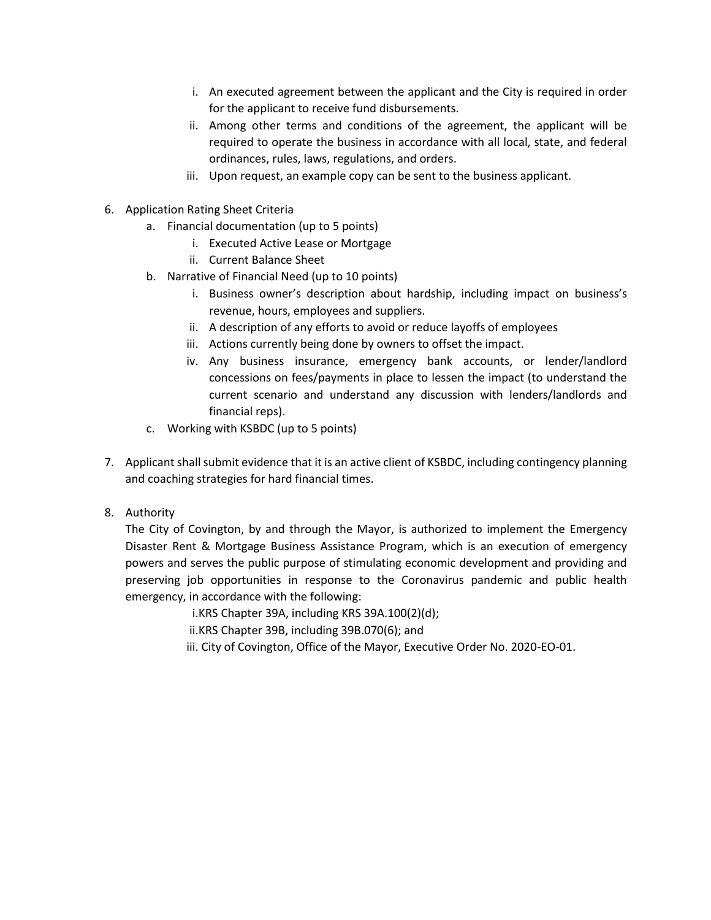i. An executed agreement between the applicant and the City is required in order for the applicant to receive fund disbursements.

ii. Among other terms and conditions of the agreement, the applicant will be required to operate the business in accordance with all local, state, and federal ordinances, rules, laws, regulations, and orders.

iii. Upon request, an example copy can be sent to the business applicant.

6. Application Rating Sheet Criteria
   a. Financial documentation (up to 5 points)
      i. Executed Active Lease or Mortgage
      ii. Current Balance Sheet
   b. Narrative of Financial Need (up to 10 points)
      i. Business owner's description about hardship, including impact on business's revenue, hours, employees and suppliers.
      ii. A description of any efforts to avoid or reduce layoffs of employees
      iii. Actions currently being done by owners to offset the impact.
      iv. Any business insurance, emergency bank accounts, or lender/landlord concessions on fees/payments in place to lessen the impact (to understand the current scenario and understand any discussion with lenders/landlords and financial reps).
   c. Working with KSBDC (up to 5 points)

7. Applicant shall submit evidence that it is an active client of KSBDC, including contingency planning and coaching strategies for hard financial times.

8. Authority

   The City of Covington, by and through the Mayor, is authorized to implement the Emergency Disaster Rent & Mortgage Business Assistance Program, which is an execution of emergency powers and serves the public purpose of stimulating economic development and providing and preserving job opportunities in response to the Coronavirus pandemic and public health emergency, in accordance with the following:

   i. KRS Chapter 39A, including KRS 39A.100(2)(d);

   ii. KRS Chapter 39B, including 39B.070(6); and

   iii. City of Covington, Office of the Mayor, Executive Order No. 2020-EO-01.